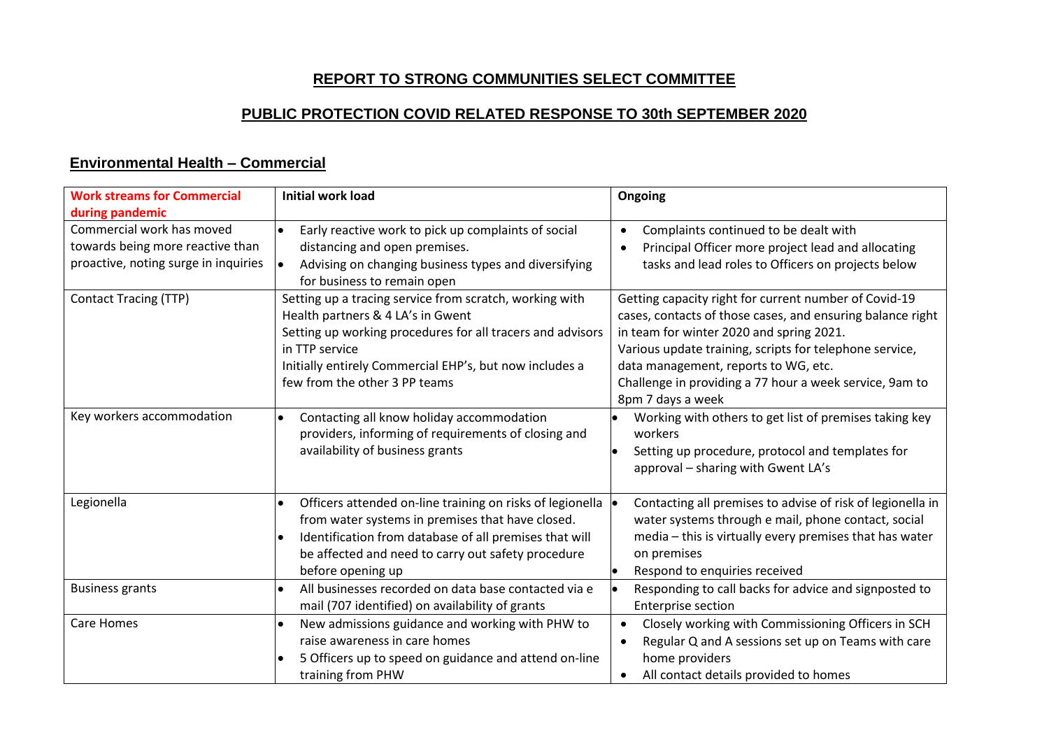# REPORT TO STRONG COMMUNITIES SELECT COMMITTEE

## PUBLIC PROTECTION COVID RELATED RESPONSE TO 30th SEPTEMBER 2020

### Environmental Health – Commercial

| Work streams for Commercial during pandemic | Initial work load | Ongoing |
|---|---|---|
| Commercial work has moved towards being more reactive than proactive, noting surge in inquiries | • Early reactive work to pick up complaints of social distancing and open premises.<br>• Advising on changing business types and diversifying for business to remain open | • Complaints continued to be dealt with<br>• Principal Officer more project lead and allocating tasks and lead roles to Officers on projects below |
| Contact Tracing (TTP) | Setting up a tracing service from scratch, working with Health partners & 4 LA's in Gwent<br>Setting up working procedures for all tracers and advisors in TTP service<br>Initially entirely Commercial EHP's, but now includes a few from the other 3 PP teams | Getting capacity right for current number of Covid-19 cases, contacts of those cases, and ensuring balance right in team for winter 2020 and spring 2021.<br>Various update training, scripts for telephone service, data management, reports to WG, etc.<br>Challenge in providing a 77 hour a week service, 9am to 8pm 7 days a week |
| Key workers accommodation | • Contacting all know holiday accommodation providers, informing of requirements of closing and availability of business grants | • Working with others to get list of premises taking key workers<br>• Setting up procedure, protocol and templates for approval – sharing with Gwent LA's |
| Legionella | • Officers attended on-line training on risks of legionella from water systems in premises that have closed.<br>• Identification from database of all premises that will be affected and need to carry out safety procedure before opening up | • Contacting all premises to advise of risk of legionella in water systems through e mail, phone contact, social media – this is virtually every premises that has water on premises<br>• Respond to enquiries received |
| Business grants | • All businesses recorded on data base contacted via e mail (707 identified) on availability of grants | • Responding to call backs for advice and signposted to Enterprise section |
| Care Homes | • New admissions guidance and working with PHW to raise awareness in care homes<br>• 5 Officers up to speed on guidance and attend on-line training from PHW | • Closely working with Commissioning Officers in SCH<br>• Regular Q and A sessions set up on Teams with care home providers<br>• All contact details provided to homes |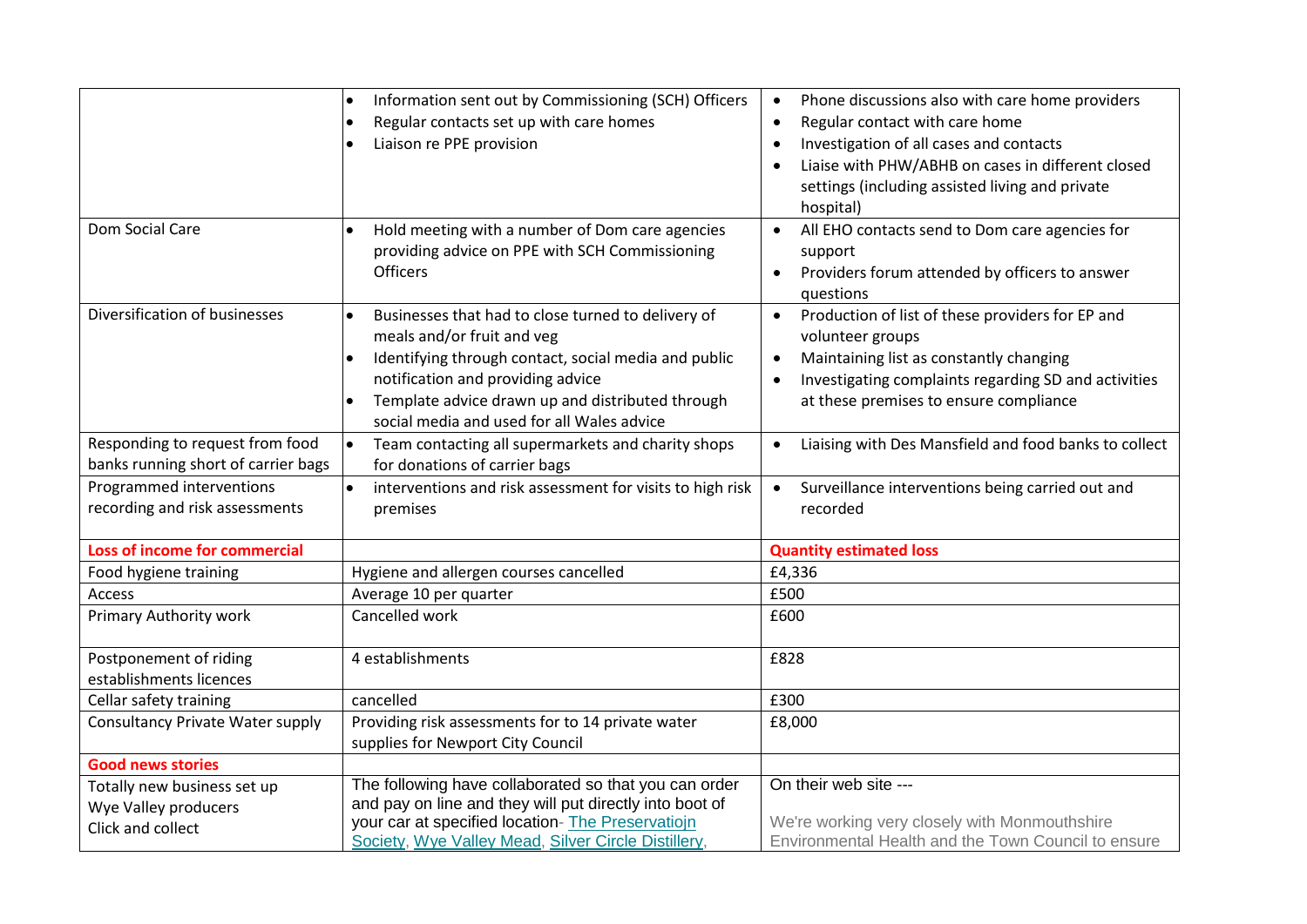| | | |
|---|---|---|
| | • Information sent out by Commissioning (SCH) Officers<br>• Regular contacts set up with care homes<br>• Liaison re PPE provision | • Phone discussions also with care home providers<br>• Regular contact with care home<br>• Investigation of all cases and contacts<br>• Liaise with PHW/ABHB on cases in different closed settings (including assisted living and private hospital) |
| Dom Social Care | • Hold meeting with a number of Dom care agencies providing advice on PPE with SCH Commissioning Officers | • All EHO contacts send to Dom care agencies for support<br>• Providers forum attended by officers to answer questions |
| Diversification of businesses | • Businesses that had to close turned to delivery of meals and/or fruit and veg<br>• Identifying through contact, social media and public notification and providing advice<br>• Template advice drawn up and distributed through social media and used for all Wales advice | • Production of list of these providers for EP and volunteer groups<br>• Maintaining list as constantly changing<br>• Investigating complaints regarding SD and activities at these premises to ensure compliance |
| Responding to request from food banks running short of carrier bags | • Team contacting all supermarkets and charity shops for donations of carrier bags | • Liaising with Des Mansfield and food banks to collect |
| Programmed interventions recording and risk assessments | • interventions and risk assessment for visits to high risk premises | • Surveillance interventions being carried out and recorded |
| **Loss of income for commercial** | | **Quantity estimated loss** |
| Food hygiene training | Hygiene and allergen courses cancelled | £4,336 |
| Access | Average 10 per quarter | £500 |
| Primary Authority work | Cancelled work | £600 |
| Postponement of riding establishments licences | 4 establishments | £828 |
| Cellar safety training | cancelled | £300 |
| Consultancy Private Water supply | Providing risk assessments for to 14 private water supplies for Newport City Council | £8,000 |
| **Good news stories** | | |
| Totally new business set up<br>Wye Valley producers<br>Click and collect | The following have collaborated so that you can order and pay on line and they will put directly into boot of your car at specified location- The Preservatiojn Society, Wye Valley Mead, Silver Circle Distillery, | On their web site ---<br><br>We're working very closely with Monmouthshire Environmental Health and the Town Council to ensure |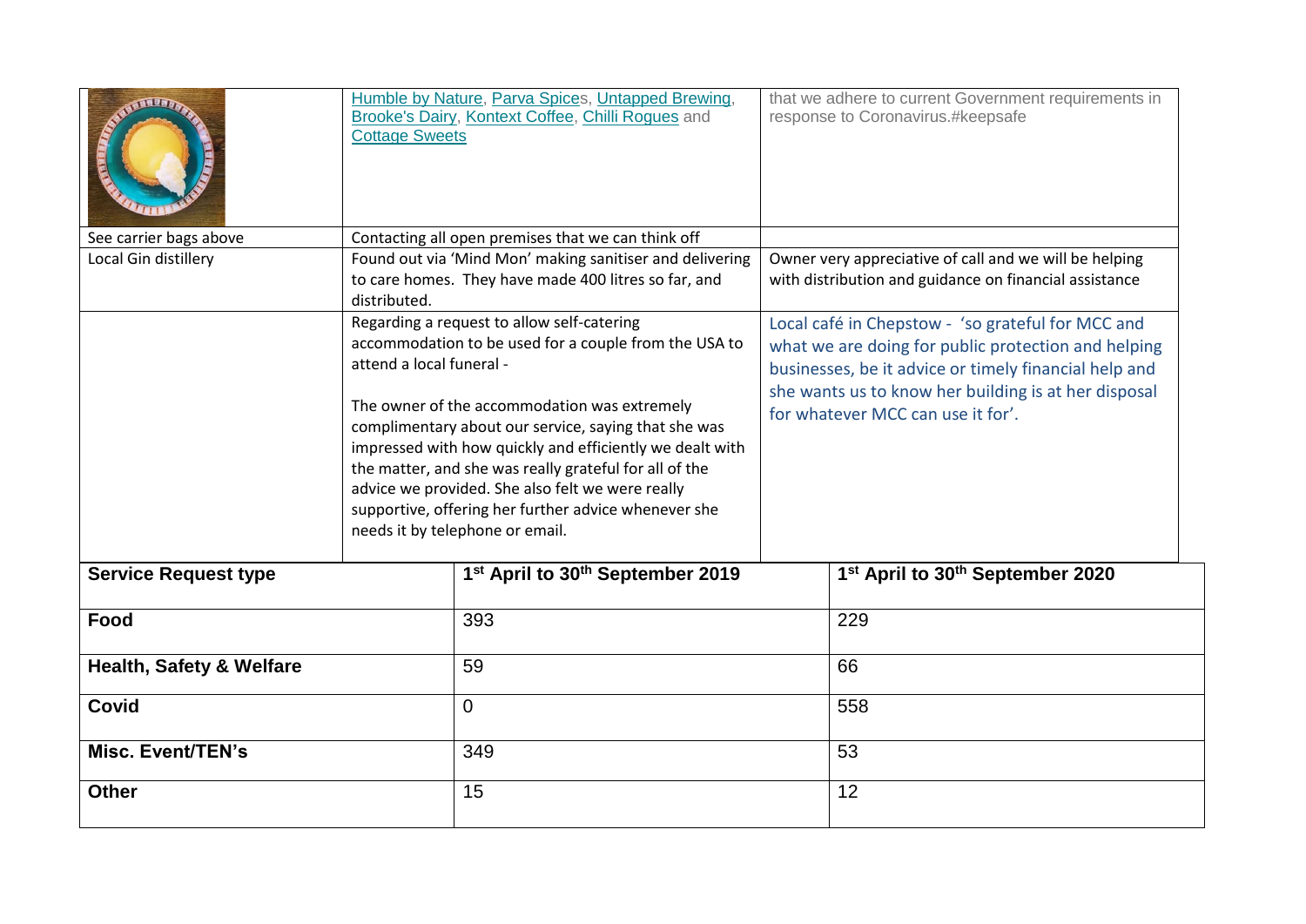| | | |
|---|---|---|
| | Humble by Nature, Parva Spices, Untapped Brewing, Brooke's Dairy, Kontext Coffee, Chilli Rogues and Cottage Sweets | that we adhere to current Government requirements in response to Coronavirus.#keepsafe |
| See carrier bags above | Contacting all open premises that we can think off | |
| Local Gin distillery | Found out via 'Mind Mon' making sanitiser and delivering to care homes. They have made 400 litres so far, and distributed. | Owner very appreciative of call and we will be helping with distribution and guidance on financial assistance |
| | Regarding a request to allow self-catering accommodation to be used for a couple from the USA to attend a local funeral -<br><br>The owner of the accommodation was extremely complimentary about our service, saying that she was impressed with how quickly and efficiently we dealt with the matter, and she was really grateful for all of the advice we provided. She also felt we were really supportive, offering her further advice whenever she needs it by telephone or email. | Local café in Chepstow - 'so grateful for MCC and what we are doing for public protection and helping businesses, be it advice or timely financial help and she wants us to know her building is at her disposal for whatever MCC can use it for'. |

| Service Request type | 1st April to 30th September 2019 | 1st April to 30th September 2020 |
|---|---|---|
| **Food** | 393 | 229 |
| **Health, Safety & Welfare** | 59 | 66 |
| **Covid** | 0 | 558 |
| **Misc. Event/TEN's** | 349 | 53 |
| **Other** | 15 | 12 |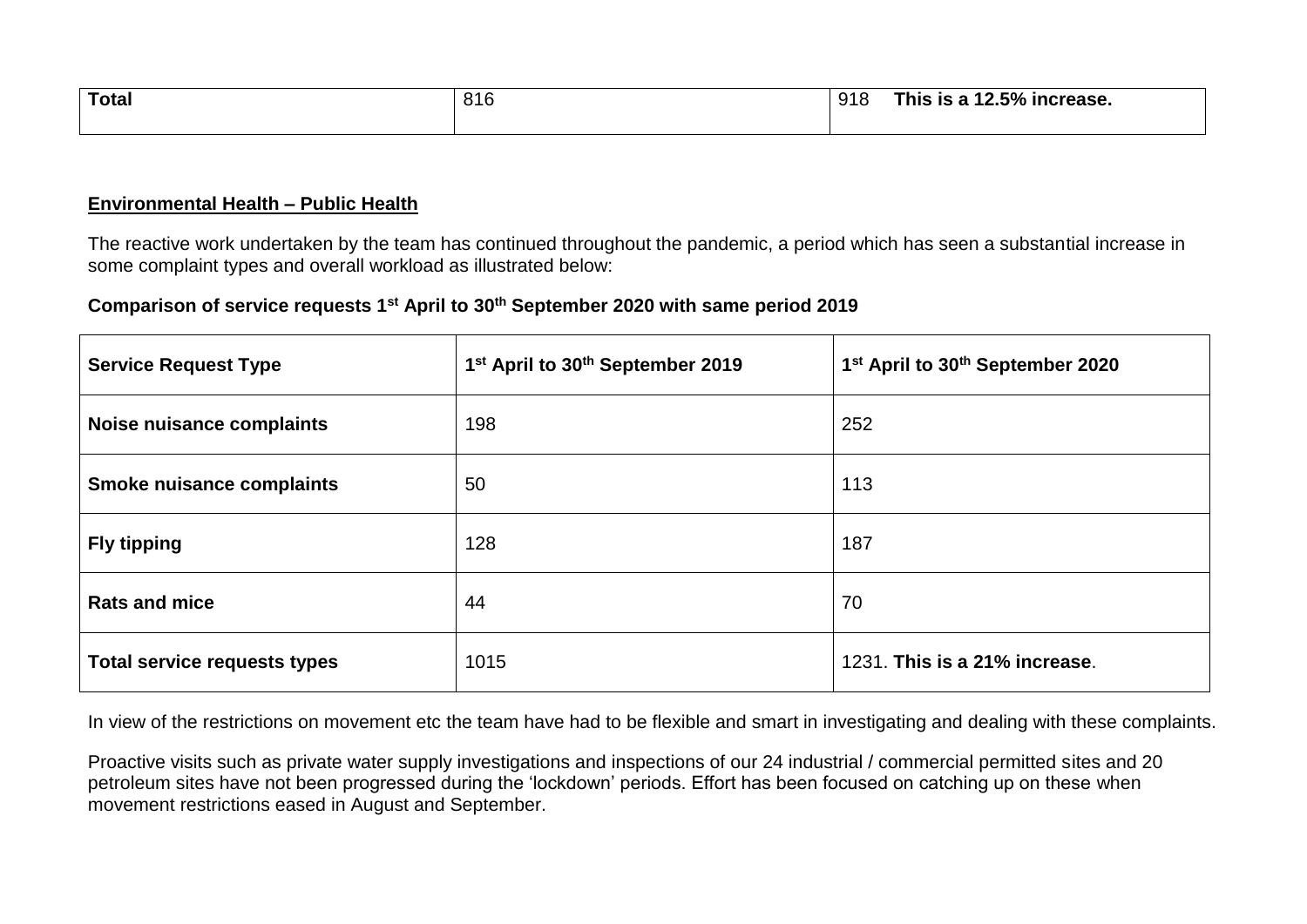| Total | 816 | 918 **This is a 12.5% increase.** |
|---|---|---|

**Environmental Health – Public Health**

The reactive work undertaken by the team has continued throughout the pandemic, a period which has seen a substantial increase in some complaint types and overall workload as illustrated below:

**Comparison of service requests 1st April to 30th September 2020 with same period 2019**

| Service Request Type | 1st April to 30th September 2019 | 1st April to 30th September 2020 |
|---|---|---|
| **Noise nuisance complaints** | 198 | 252 |
| **Smoke nuisance complaints** | 50 | 113 |
| **Fly tipping** | 128 | 187 |
| **Rats and mice** | 44 | 70 |
| **Total service requests types** | 1015 | 1231. **This is a 21% increase**. |

In view of the restrictions on movement etc the team have had to be flexible and smart in investigating and dealing with these complaints.

Proactive visits such as private water supply investigations and inspections of our 24 industrial / commercial permitted sites and 20 petroleum sites have not been progressed during the 'lockdown' periods. Effort has been focused on catching up on these when movement restrictions eased in August and September.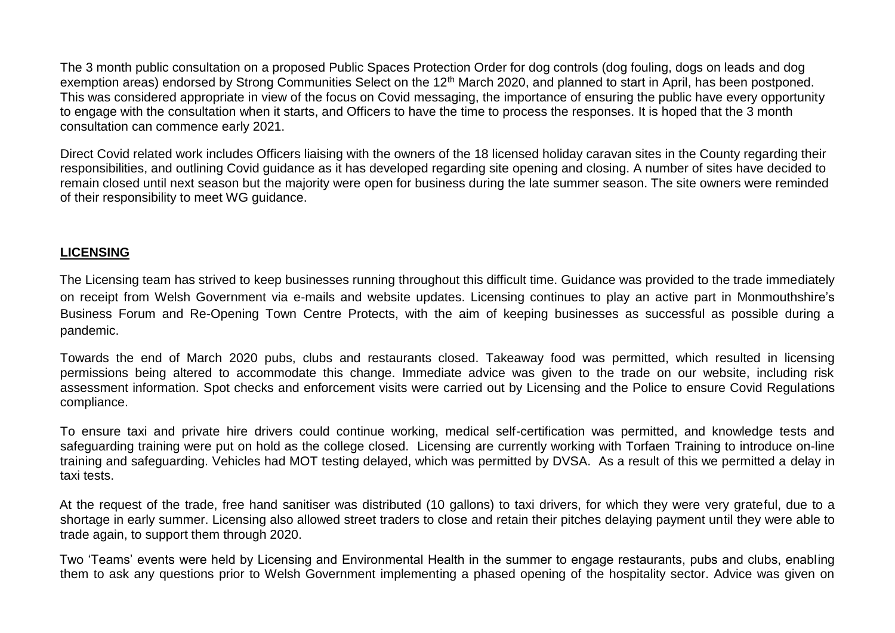The 3 month public consultation on a proposed Public Spaces Protection Order for dog controls (dog fouling, dogs on leads and dog exemption areas) endorsed by Strong Communities Select on the 12th March 2020, and planned to start in April, has been postponed. This was considered appropriate in view of the focus on Covid messaging, the importance of ensuring the public have every opportunity to engage with the consultation when it starts, and Officers to have the time to process the responses. It is hoped that the 3 month consultation can commence early 2021.

Direct Covid related work includes Officers liaising with the owners of the 18 licensed holiday caravan sites in the County regarding their responsibilities, and outlining Covid guidance as it has developed regarding site opening and closing. A number of sites have decided to remain closed until next season but the majority were open for business during the late summer season. The site owners were reminded of their responsibility to meet WG guidance.

**LICENSING**

The Licensing team has strived to keep businesses running throughout this difficult time. Guidance was provided to the trade immediately on receipt from Welsh Government via e-mails and website updates. Licensing continues to play an active part in Monmouthshire's Business Forum and Re-Opening Town Centre Protects, with the aim of keeping businesses as successful as possible during a pandemic.

Towards the end of March 2020 pubs, clubs and restaurants closed. Takeaway food was permitted, which resulted in licensing permissions being altered to accommodate this change. Immediate advice was given to the trade on our website, including risk assessment information. Spot checks and enforcement visits were carried out by Licensing and the Police to ensure Covid Regulations compliance.

To ensure taxi and private hire drivers could continue working, medical self-certification was permitted, and knowledge tests and safeguarding training were put on hold as the college closed. Licensing are currently working with Torfaen Training to introduce on-line training and safeguarding. Vehicles had MOT testing delayed, which was permitted by DVSA. As a result of this we permitted a delay in taxi tests.

At the request of the trade, free hand sanitiser was distributed (10 gallons) to taxi drivers, for which they were very grateful, due to a shortage in early summer. Licensing also allowed street traders to close and retain their pitches delaying payment until they were able to trade again, to support them through 2020.

Two 'Teams' events were held by Licensing and Environmental Health in the summer to engage restaurants, pubs and clubs, enabling them to ask any questions prior to Welsh Government implementing a phased opening of the hospitality sector. Advice was given on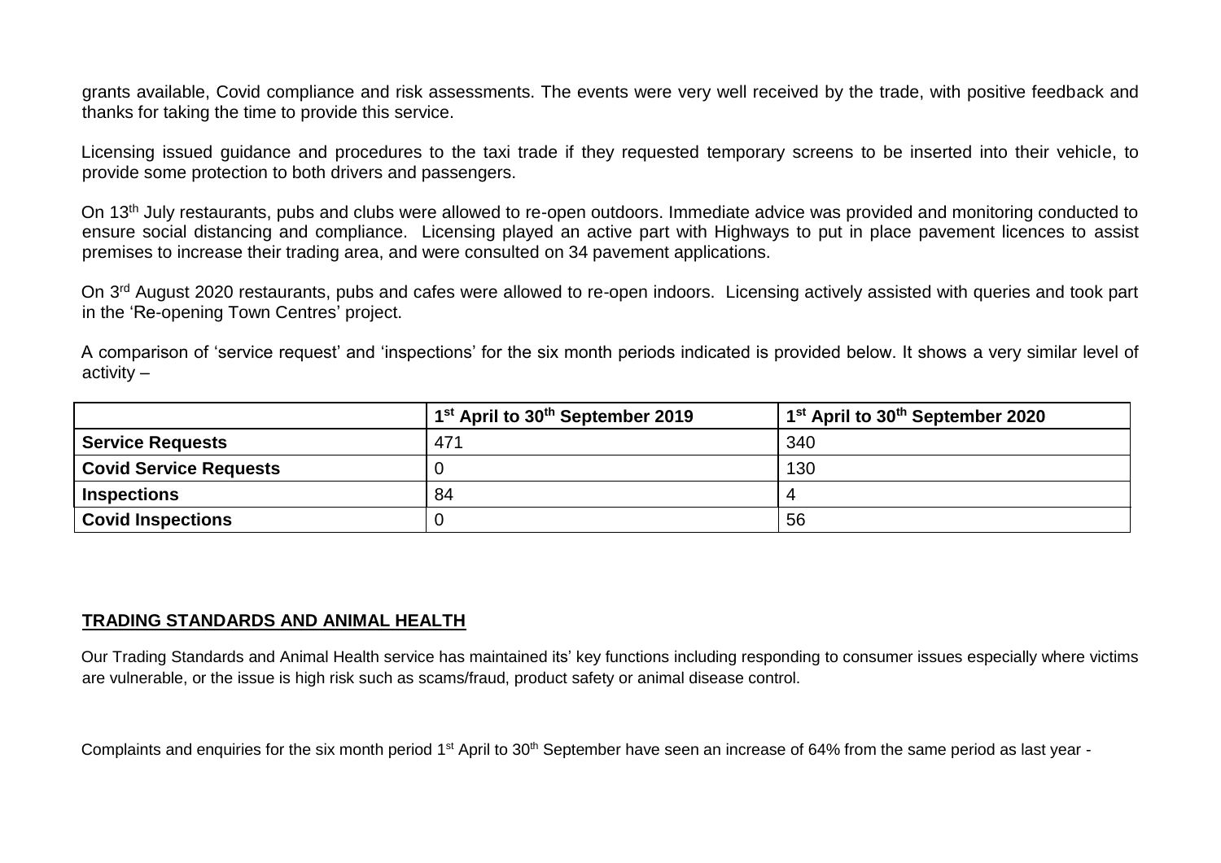grants available, Covid compliance and risk assessments. The events were very well received by the trade, with positive feedback and thanks for taking the time to provide this service.

Licensing issued guidance and procedures to the taxi trade if they requested temporary screens to be inserted into their vehicle, to provide some protection to both drivers and passengers.

On 13th July restaurants, pubs and clubs were allowed to re-open outdoors. Immediate advice was provided and monitoring conducted to ensure social distancing and compliance. Licensing played an active part with Highways to put in place pavement licences to assist premises to increase their trading area, and were consulted on 34 pavement applications.

On 3rd August 2020 restaurants, pubs and cafes were allowed to re-open indoors. Licensing actively assisted with queries and took part in the 'Re-opening Town Centres' project.

A comparison of 'service request' and 'inspections' for the six month periods indicated is provided below. It shows a very similar level of activity –

| | 1st April to 30th September 2019 | 1st April to 30th September 2020 |
|---|---|---|
| **Service Requests** | 471 | 340 |
| **Covid Service Requests** | 0 | 130 |
| **Inspections** | 84 | 4 |
| **Covid Inspections** | 0 | 56 |

## TRADING STANDARDS AND ANIMAL HEALTH

Our Trading Standards and Animal Health service has maintained its' key functions including responding to consumer issues especially where victims are vulnerable, or the issue is high risk such as scams/fraud, product safety or animal disease control.

Complaints and enquiries for the six month period 1st April to 30th September have seen an increase of 64% from the same period as last year -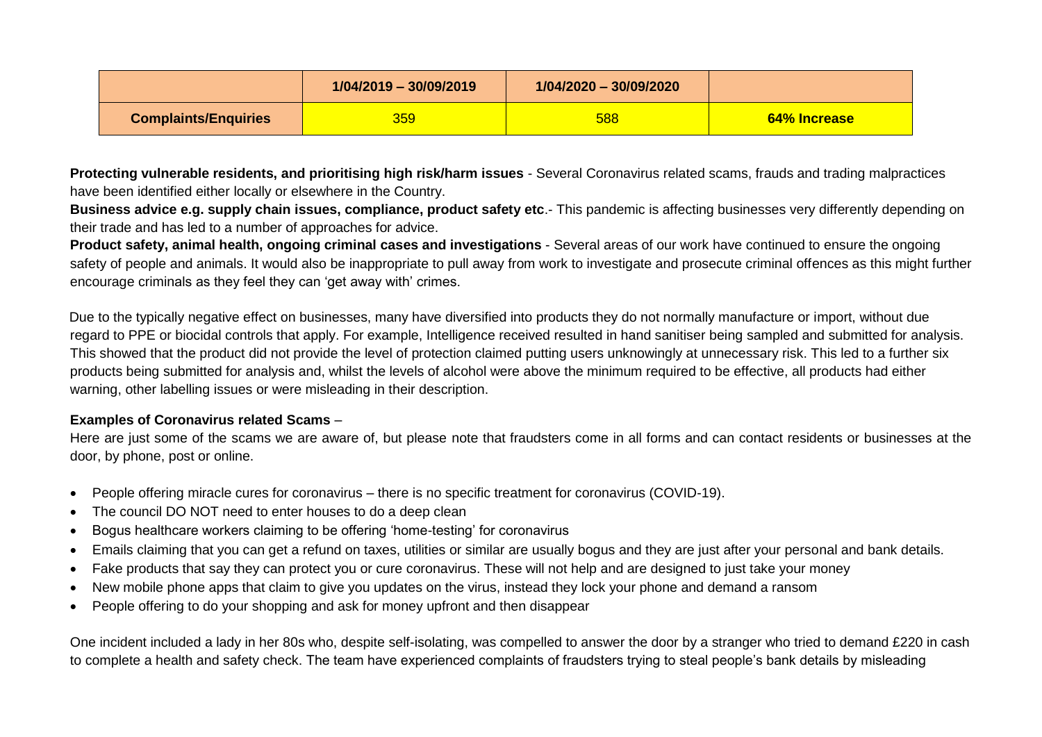| | **1/04/2019 – 30/09/2019** | **1/04/2020 – 30/09/2020** | |
|---|---|---|---|
| **Complaints/Enquiries** | 359 | 588 | **64% Increase** |

**Protecting vulnerable residents, and prioritising high risk/harm issues** - Several Coronavirus related scams, frauds and trading malpractices have been identified either locally or elsewhere in the Country.
**Business advice e.g. supply chain issues, compliance, product safety etc**.- This pandemic is affecting businesses very differently depending on their trade and has led to a number of approaches for advice.
**Product safety, animal health, ongoing criminal cases and investigations** - Several areas of our work have continued to ensure the ongoing safety of people and animals. It would also be inappropriate to pull away from work to investigate and prosecute criminal offences as this might further encourage criminals as they feel they can 'get away with' crimes.

Due to the typically negative effect on businesses, many have diversified into products they do not normally manufacture or import, without due regard to PPE or biocidal controls that apply. For example, Intelligence received resulted in hand sanitiser being sampled and submitted for analysis. This showed that the product did not provide the level of protection claimed putting users unknowingly at unnecessary risk. This led to a further six products being submitted for analysis and, whilst the levels of alcohol were above the minimum required to be effective, all products had either warning, other labelling issues or were misleading in their description.

**Examples of Coronavirus related Scams** –

Here are just some of the scams we are aware of, but please note that fraudsters come in all forms and can contact residents or businesses at the door, by phone, post or online.

- People offering miracle cures for coronavirus – there is no specific treatment for coronavirus (COVID-19).
- The council DO NOT need to enter houses to do a deep clean
- Bogus healthcare workers claiming to be offering 'home-testing' for coronavirus
- Emails claiming that you can get a refund on taxes, utilities or similar are usually bogus and they are just after your personal and bank details.
- Fake products that say they can protect you or cure coronavirus. These will not help and are designed to just take your money
- New mobile phone apps that claim to give you updates on the virus, instead they lock your phone and demand a ransom
- People offering to do your shopping and ask for money upfront and then disappear

One incident included a lady in her 80s who, despite self-isolating, was compelled to answer the door by a stranger who tried to demand £220 in cash to complete a health and safety check. The team have experienced complaints of fraudsters trying to steal people's bank details by misleading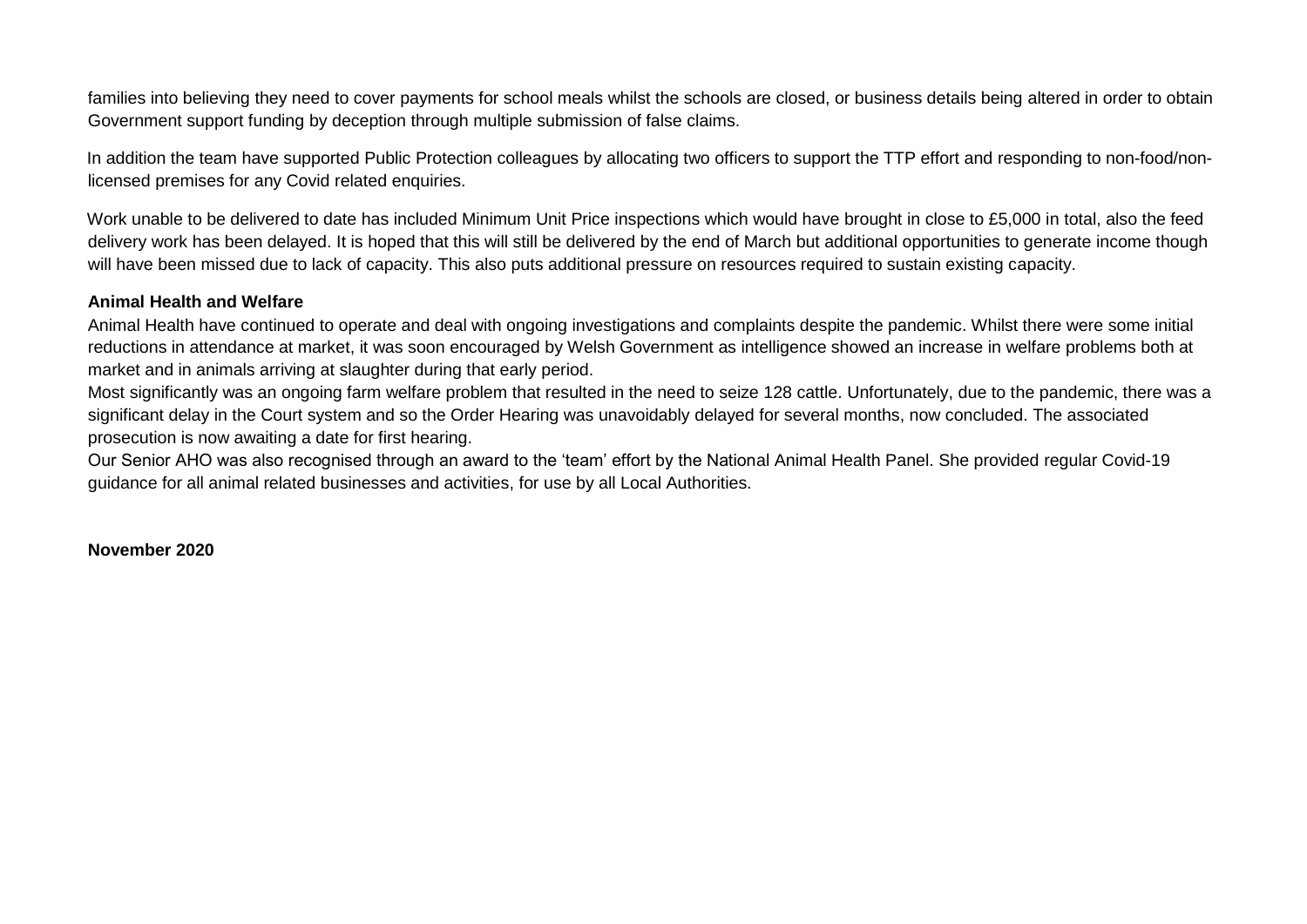families into believing they need to cover payments for school meals whilst the schools are closed, or business details being altered in order to obtain Government support funding by deception through multiple submission of false claims.

In addition the team have supported Public Protection colleagues by allocating two officers to support the TTP effort and responding to non-food/non-licensed premises for any Covid related enquiries.

Work unable to be delivered to date has included Minimum Unit Price inspections which would have brought in close to £5,000 in total, also the feed delivery work has been delayed. It is hoped that this will still be delivered by the end of March but additional opportunities to generate income though will have been missed due to lack of capacity. This also puts additional pressure on resources required to sustain existing capacity.

**Animal Health and Welfare**

Animal Health have continued to operate and deal with ongoing investigations and complaints despite the pandemic. Whilst there were some initial reductions in attendance at market, it was soon encouraged by Welsh Government as intelligence showed an increase in welfare problems both at market and in animals arriving at slaughter during that early period.

Most significantly was an ongoing farm welfare problem that resulted in the need to seize 128 cattle. Unfortunately, due to the pandemic, there was a significant delay in the Court system and so the Order Hearing was unavoidably delayed for several months, now concluded. The associated prosecution is now awaiting a date for first hearing.

Our Senior AHO was also recognised through an award to the 'team' effort by the National Animal Health Panel. She provided regular Covid-19 guidance for all animal related businesses and activities, for use by all Local Authorities.

**November 2020**